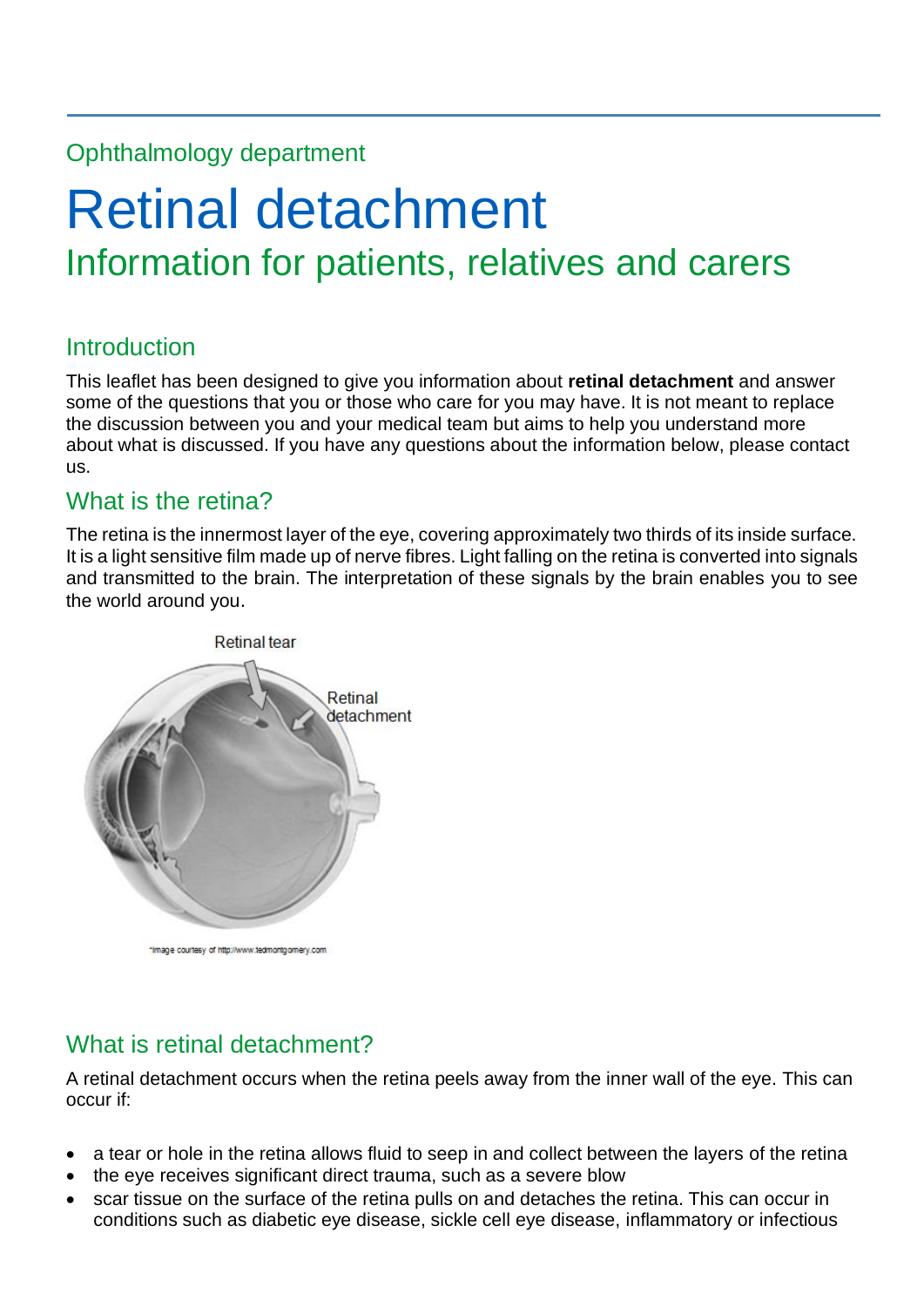Ophthalmology department

# Retinal detachment

## Information for patients, relatives and carers

### Introduction

This leaflet has been designed to give you information about **retinal detachment** and answer some of the questions that you or those who care for you may have. It is not meant to replace the discussion between you and your medical team but aims to help you understand more about what is discussed. If you have any questions about the information below, please contact us.

### What is the retina?

The retina is the innermost layer of the eye, covering approximately two thirds of its inside surface. It is a light sensitive film made up of nerve fibres. Light falling on the retina is converted into signals and transmitted to the brain. The interpretation of these signals by the brain enables you to see the world around you.

Retinal tear

Retinal detachment

*Image courtesy of http://www.tedmontgomery.com

### What is retinal detachment?

A retinal detachment occurs when the retina peels away from the inner wall of the eye. This can occur if:

- a tear or hole in the retina allows fluid to seep in and collect between the layers of the retina
- the eye receives significant direct trauma, such as a severe blow
- scar tissue on the surface of the retina pulls on and detaches the retina. This can occur in conditions such as diabetic eye disease, sickle cell eye disease, inflammatory or infectious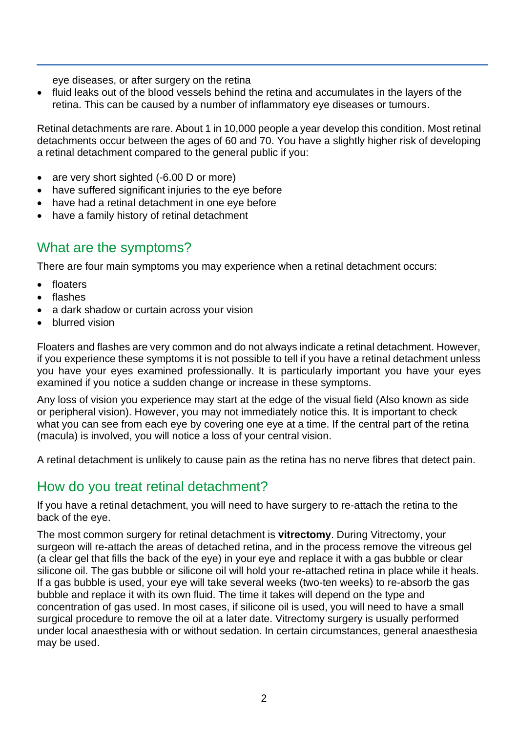eye diseases, or after surgery on the retina
- fluid leaks out of the blood vessels behind the retina and accumulates in the layers of the retina. This can be caused by a number of inflammatory eye diseases or tumours.

Retinal detachments are rare. About 1 in 10,000 people a year develop this condition. Most retinal detachments occur between the ages of 60 and 70. You have a slightly higher risk of developing a retinal detachment compared to the general public if you:

- are very short sighted (-6.00 D or more)
- have suffered significant injuries to the eye before
- have had a retinal detachment in one eye before
- have a family history of retinal detachment

## What are the symptoms?

There are four main symptoms you may experience when a retinal detachment occurs:

- floaters
- flashes
- a dark shadow or curtain across your vision
- blurred vision

Floaters and flashes are very common and do not always indicate a retinal detachment. However, if you experience these symptoms it is not possible to tell if you have a retinal detachment unless you have your eyes examined professionally. It is particularly important you have your eyes examined if you notice a sudden change or increase in these symptoms.

Any loss of vision you experience may start at the edge of the visual field (Also known as side or peripheral vision). However, you may not immediately notice this. It is important to check what you can see from each eye by covering one eye at a time. If the central part of the retina (macula) is involved, you will notice a loss of your central vision.

A retinal detachment is unlikely to cause pain as the retina has no nerve fibres that detect pain.

## How do you treat retinal detachment?

If you have a retinal detachment, you will need to have surgery to re-attach the retina to the back of the eye.

The most common surgery for retinal detachment is **vitrectomy**. During Vitrectomy, your surgeon will re-attach the areas of detached retina, and in the process remove the vitreous gel (a clear gel that fills the back of the eye) in your eye and replace it with a gas bubble or clear silicone oil. The gas bubble or silicone oil will hold your re-attached retina in place while it heals. If a gas bubble is used, your eye will take several weeks (two-ten weeks) to re-absorb the gas bubble and replace it with its own fluid. The time it takes will depend on the type and concentration of gas used. In most cases, if silicone oil is used, you will need to have a small surgical procedure to remove the oil at a later date. Vitrectomy surgery is usually performed under local anaesthesia with or without sedation. In certain circumstances, general anaesthesia may be used.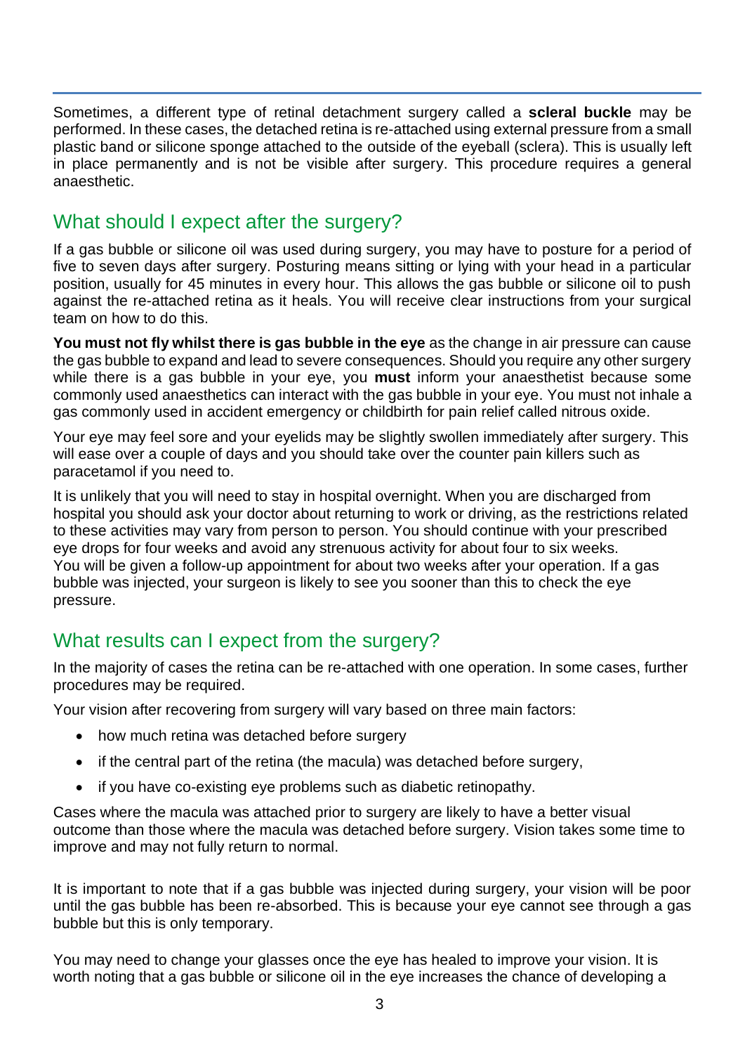Sometimes, a different type of retinal detachment surgery called a **scleral buckle** may be performed. In these cases, the detached retina is re-attached using external pressure from a small plastic band or silicone sponge attached to the outside of the eyeball (sclera). This is usually left in place permanently and is not be visible after surgery. This procedure requires a general anaesthetic.

## What should I expect after the surgery?

If a gas bubble or silicone oil was used during surgery, you may have to posture for a period of five to seven days after surgery. Posturing means sitting or lying with your head in a particular position, usually for 45 minutes in every hour. This allows the gas bubble or silicone oil to push against the re-attached retina as it heals. You will receive clear instructions from your surgical team on how to do this.

**You must not fly whilst there is gas bubble in the eye** as the change in air pressure can cause the gas bubble to expand and lead to severe consequences. Should you require any other surgery while there is a gas bubble in your eye, you **must** inform your anaesthetist because some commonly used anaesthetics can interact with the gas bubble in your eye. You must not inhale a gas commonly used in accident emergency or childbirth for pain relief called nitrous oxide.

Your eye may feel sore and your eyelids may be slightly swollen immediately after surgery. This will ease over a couple of days and you should take over the counter pain killers such as paracetamol if you need to.

It is unlikely that you will need to stay in hospital overnight. When you are discharged from hospital you should ask your doctor about returning to work or driving, as the restrictions related to these activities may vary from person to person. You should continue with your prescribed eye drops for four weeks and avoid any strenuous activity for about four to six weeks. You will be given a follow-up appointment for about two weeks after your operation. If a gas bubble was injected, your surgeon is likely to see you sooner than this to check the eye pressure.

## What results can I expect from the surgery?

In the majority of cases the retina can be re-attached with one operation. In some cases, further procedures may be required.

Your vision after recovering from surgery will vary based on three main factors:

- how much retina was detached before surgery
- if the central part of the retina (the macula) was detached before surgery,
- if you have co-existing eye problems such as diabetic retinopathy.

Cases where the macula was attached prior to surgery are likely to have a better visual outcome than those where the macula was detached before surgery. Vision takes some time to improve and may not fully return to normal.

It is important to note that if a gas bubble was injected during surgery, your vision will be poor until the gas bubble has been re-absorbed. This is because your eye cannot see through a gas bubble but this is only temporary.

You may need to change your glasses once the eye has healed to improve your vision. It is worth noting that a gas bubble or silicone oil in the eye increases the chance of developing a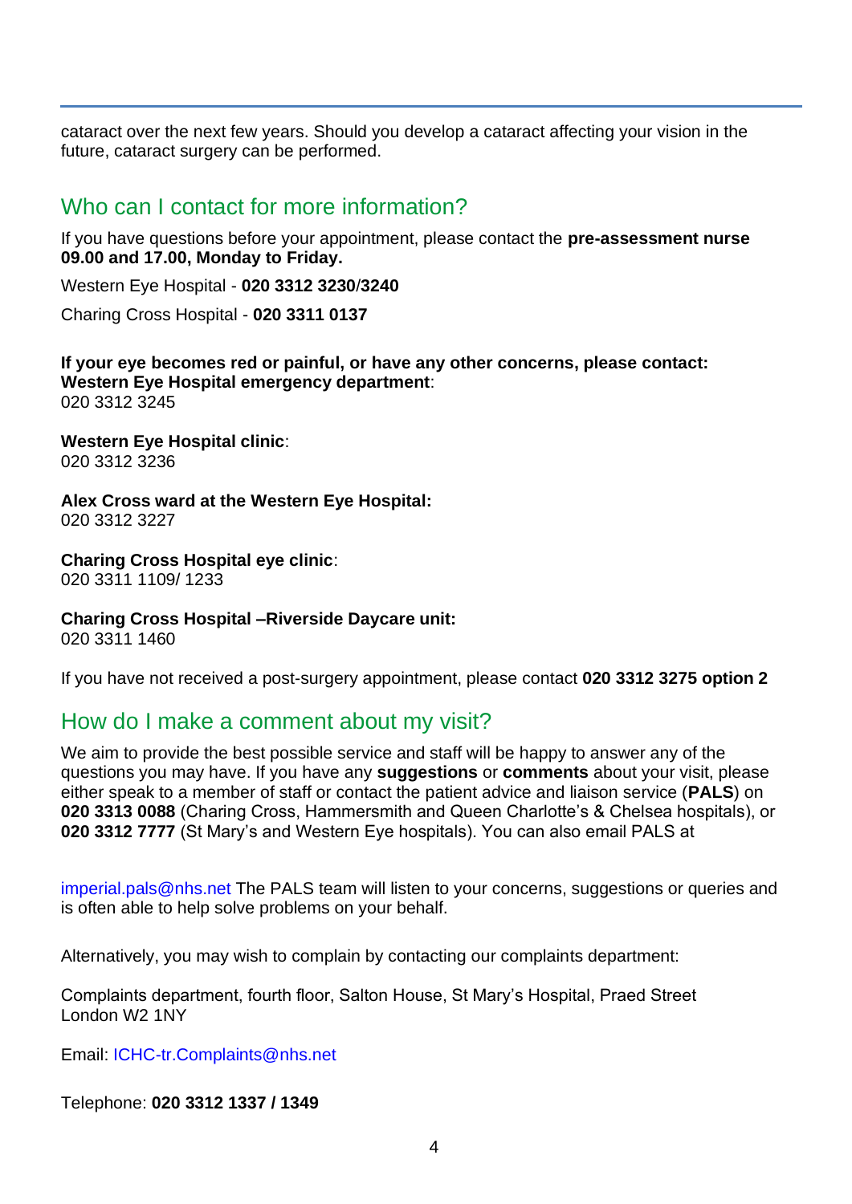cataract over the next few years. Should you develop a cataract affecting your vision in the future, cataract surgery can be performed.

## Who can I contact for more information?

If you have questions before your appointment, please contact the **pre-assessment nurse 09.00 and 17.00, Monday to Friday.**

Western Eye Hospital - **020 3312 3230/3240**

Charing Cross Hospital - **020 3311 0137**

**If your eye becomes red or painful, or have any other concerns, please contact:**
**Western Eye Hospital emergency department**:
020 3312 3245

**Western Eye Hospital clinic**:
020 3312 3236

**Alex Cross ward at the Western Eye Hospital:**
020 3312 3227

**Charing Cross Hospital eye clinic**:
020 3311 1109/ 1233

**Charing Cross Hospital –Riverside Daycare unit:**
020 3311 1460

If you have not received a post-surgery appointment, please contact **020 3312 3275 option 2**

## How do I make a comment about my visit?

We aim to provide the best possible service and staff will be happy to answer any of the questions you may have. If you have any **suggestions** or **comments** about your visit, please either speak to a member of staff or contact the patient advice and liaison service (**PALS**) on **020 3313 0088** (Charing Cross, Hammersmith and Queen Charlotte's & Chelsea hospitals), or **020 3312 7777** (St Mary's and Western Eye hospitals). You can also email PALS at

imperial.pals@nhs.net The PALS team will listen to your concerns, suggestions or queries and is often able to help solve problems on your behalf.

Alternatively, you may wish to complain by contacting our complaints department:

Complaints department, fourth floor, Salton House, St Mary's Hospital, Praed Street
London W2 1NY

Email: ICHC-tr.Complaints@nhs.net

Telephone: **020 3312 1337 / 1349**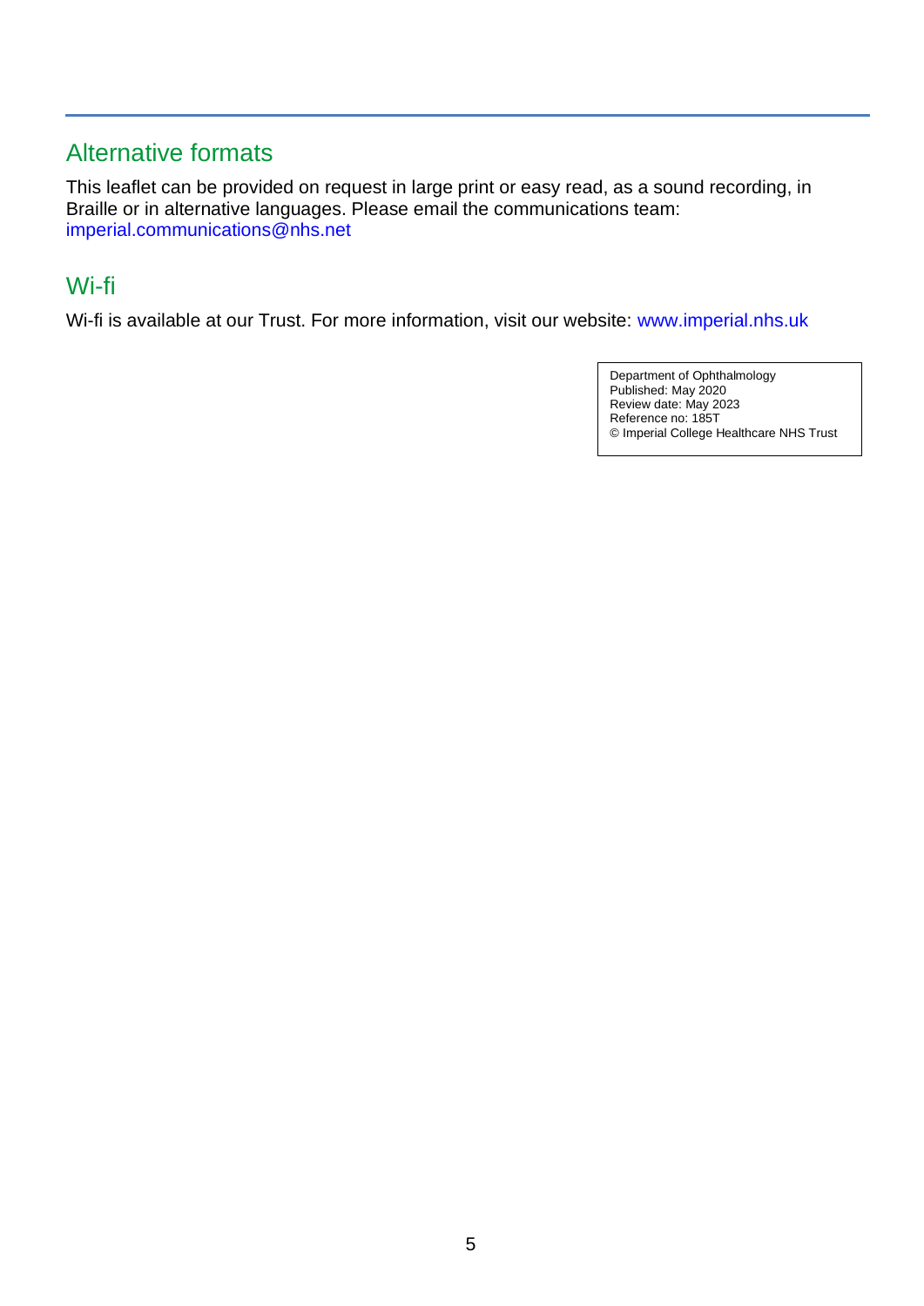## Alternative formats

This leaflet can be provided on request in large print or easy read, as a sound recording, in Braille or in alternative languages. Please email the communications team: imperial.communications@nhs.net

## Wi-fi

Wi-fi is available at our Trust. For more information, visit our website: www.imperial.nhs.uk

Department of Ophthalmology
Published: May 2020
Review date: May 2023
Reference no: 185T
© Imperial College Healthcare NHS Trust